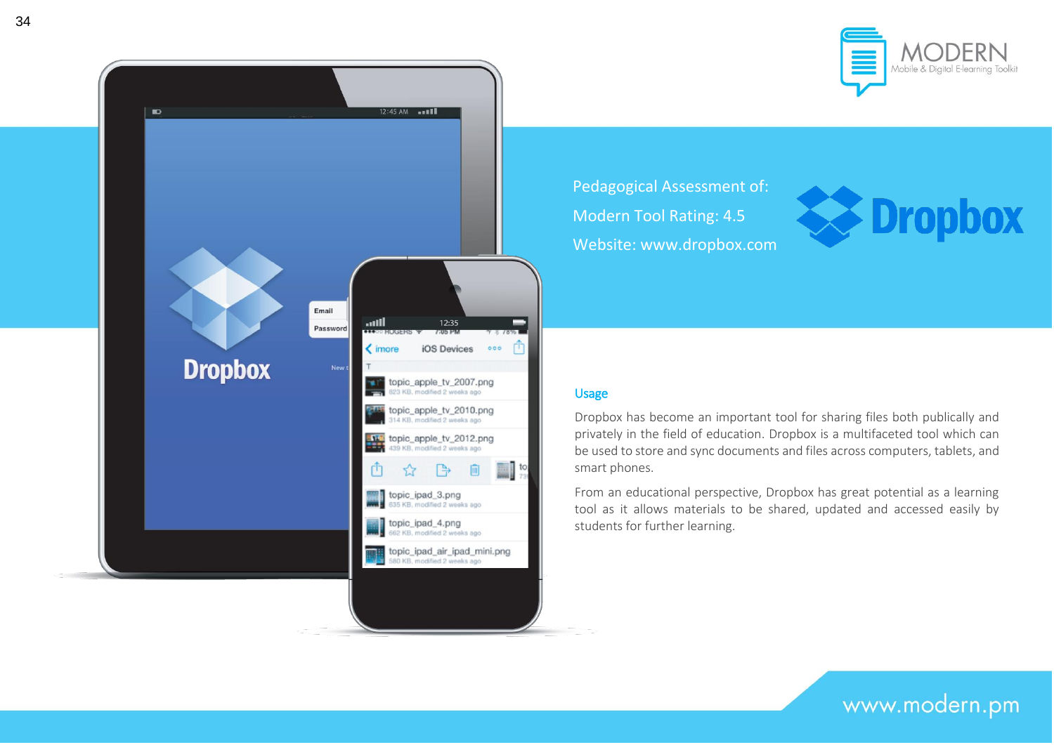Pedagogical Assessment of:

Modern Tool Rating: 4.5

Website: www.dropbox.com

## Usage

Dropbox has become an important tool for sharing files both publically and privately in the field of education. Dropbox is a multifaceted tool which can be used to store and sync documents and files across computers, tablets, and smart phones.

From an educational perspective, Dropbox has great potential as a learning tool as it allows materials to be shared, updated and accessed easily by students for further learning.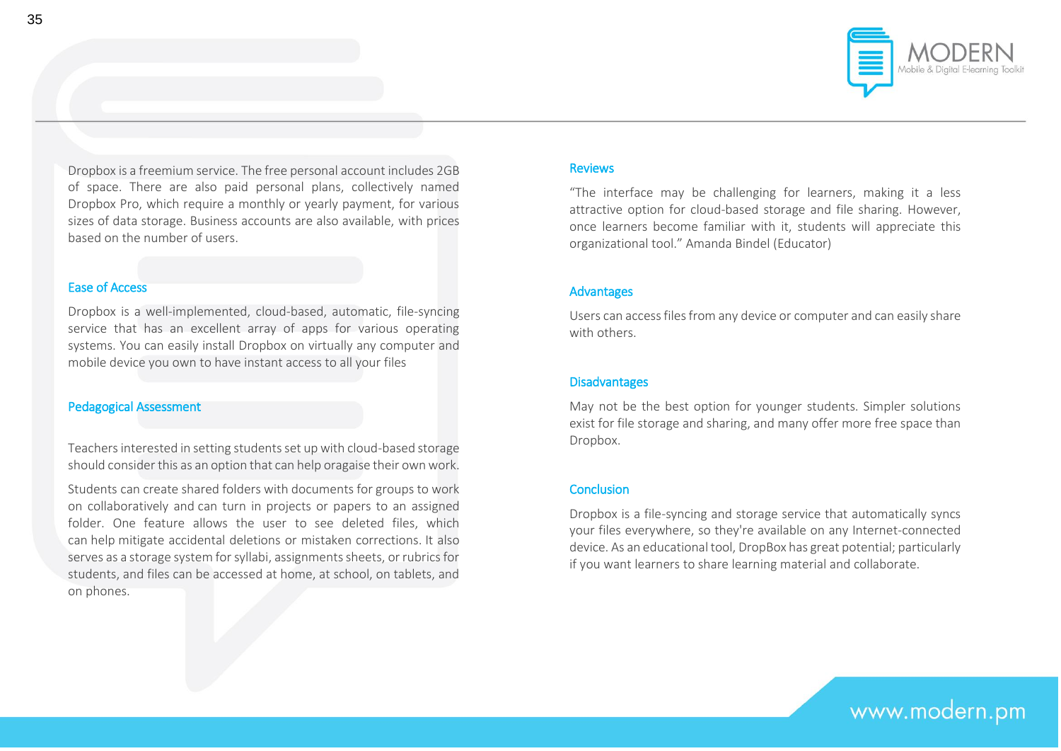Dropbox is a freemium service. The free personal account includes 2GB of space. There are also paid personal plans, collectively named Dropbox Pro, which require a monthly or yearly payment, for various sizes of data storage. Business accounts are also available, with prices based on the number of users.

## Ease of Access

Dropbox is a well-implemented, cloud-based, automatic, file-syncing service that has an excellent array of apps for various operating systems. You can easily install Dropbox on virtually any computer and mobile device you own to have instant access to all your files

## Pedagogical Assessment

Teachers interested in setting students set up with cloud-based storage should consider this as an option that can help oragaise their own work.

Students can create shared folders with documents for groups to work on collaboratively and can turn in projects or papers to an assigned folder. One feature allows the user to see deleted files, which can help mitigate accidental deletions or mistaken corrections. It also serves as a storage system for syllabi, assignments sheets, or rubrics for students, and files can be accessed at home, at school, on tablets, and on phones.

## Reviews

“The interface may be challenging for learners, making it a less attractive option for cloud-based storage and file sharing. However, once learners become familiar with it, students will appreciate this organizational tool.” Amanda Bindel (Educator)

## Advantages

Users can access files from any device or computer and can easily share with others.

## Disadvantages

May not be the best option for younger students. Simpler solutions exist for file storage and sharing, and many offer more free space than Dropbox.

## Conclusion

Dropbox is a file-syncing and storage service that automatically syncs your files everywhere, so they're available on any Internet-connected device. As an educational tool, DropBox has great potential; particularly if you want learners to share learning material and collaborate.